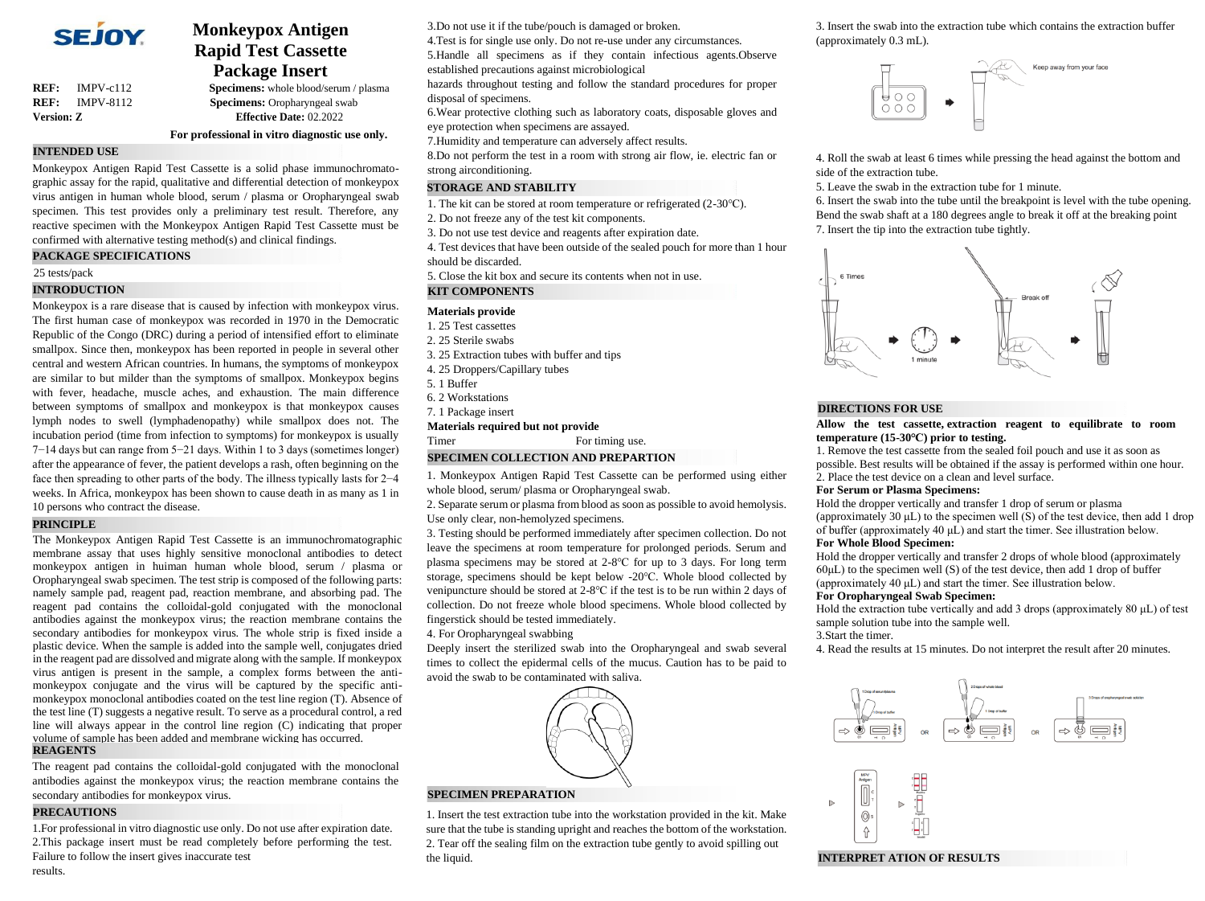**SEJOY**

# Monkeypox Antigen Rapid Test Cassette Package Insert

**REF:** IMPV-c112 **Specimens:** whole blood/serum / plasma
**REF:** IMPV-8112 **Specimens:** Oropharyngeal swab
**Version: Z** **Effective Date:** 02.2022

**For professional in vitro diagnostic use only.**

## INTENDED USE

Monkeypox Antigen Rapid Test Cassette is a solid phase immunochromatographic assay for the rapid, qualitative and differential detection of monkeypox virus antigen in human whole blood, serum / plasma or Oropharyngeal swab specimen. This test provides only a preliminary test result. Therefore, any reactive specimen with the Monkeypox Antigen Rapid Test Cassette must be confirmed with alternative testing method(s) and clinical findings.

## PACKAGE SPECIFICATIONS

25 tests/pack

## INTRODUCTION

Monkeypox is a rare disease that is caused by infection with monkeypox virus. The first human case of monkeypox was recorded in 1970 in the Democratic Republic of the Congo (DRC) during a period of intensified effort to eliminate smallpox. Since then, monkeypox has been reported in people in several other central and western African countries. In humans, the symptoms of monkeypox are similar to but milder than the symptoms of smallpox. Monkeypox begins with fever, headache, muscle aches, and exhaustion. The main difference between symptoms of smallpox and monkeypox is that monkeypox causes lymph nodes to swell (lymphadenopathy) while smallpox does not. The incubation period (time from infection to symptoms) for monkeypox is usually 7−14 days but can range from 5−21 days. Within 1 to 3 days (sometimes longer) after the appearance of fever, the patient develops a rash, often beginning on the face then spreading to other parts of the body. The illness typically lasts for 2−4 weeks. In Africa, monkeypox has been shown to cause death in as many as 1 in 10 persons who contract the disease.

## PRINCIPLE

The Monkeypox Antigen Rapid Test Cassette is an immunochromatographic membrane assay that uses highly sensitive monoclonal antibodies to detect monkeypox antigen in huiman human whole blood, serum / plasma or Oropharyngeal swab specimen. The test strip is composed of the following parts: namely sample pad, reagent pad, reaction membrane, and absorbing pad. The reagent pad contains the colloidal-gold conjugated with the monoclonal antibodies against the monkeypox virus; the reaction membrane contains the secondary antibodies for monkeypox virus. The whole strip is fixed inside a plastic device. When the sample is added into the sample well, conjugates dried in the reagent pad are dissolved and migrate along with the sample. If monkeypox virus antigen is present in the sample, a complex forms between the anti-monkeypox conjugate and the virus will be captured by the specific anti-monkeypox monoclonal antibodies coated on the test line region (T). Absence of the test line (T) suggests a negative result. To serve as a procedural control, a red line will always appear in the control line region (C) indicating that proper volume of sample has been added and membrane wicking has occurred.

## REAGENTS

The reagent pad contains the colloidal-gold conjugated with the monoclonal antibodies against the monkeypox virus; the reaction membrane contains the secondary antibodies for monkeypox virus.

## PRECAUTIONS

1.For professional in vitro diagnostic use only. Do not use after expiration date.
2.This package insert must be read completely before performing the test. Failure to follow the insert gives inaccurate test results.
3.Do not use it if the tube/pouch is damaged or broken.
4.Test is for single use only. Do not re-use under any circumstances.
5.Handle all specimens as if they contain infectious agents.Observe established precautions against microbiological hazards throughout testing and follow the standard procedures for proper disposal of specimens.
6.Wear protective clothing such as laboratory coats, disposable gloves and eye protection when specimens are assayed.
7.Humidity and temperature can adversely affect results.
8.Do not perform the test in a room with strong air flow, ie. electric fan or strong airconditioning.

## STORAGE AND STABILITY

1. The kit can be stored at room temperature or refrigerated (2-30℃).
2. Do not freeze any of the test kit components.
3. Do not use test device and reagents after expiration date.
4. Test devices that have been outside of the sealed pouch for more than 1 hour should be discarded.
5. Close the kit box and secure its contents when not in use.

## KIT COMPONENTS

**Materials provide**

1. 25 Test cassettes
2. 25 Sterile swabs
3. 25 Extraction tubes with buffer and tips
4. 25 Droppers/Capillary tubes
5. 1 Buffer
6. 2 Workstations
7. 1 Package insert

**Materials required but not provide**

Timer For timing use.

## SPECIMEN COLLECTION AND PREPARTION

1. Monkeypox Antigen Rapid Test Cassette can be performed using either whole blood, serum/ plasma or Oropharyngeal swab.
2. Separate serum or plasma from blood as soon as possible to avoid hemolysis. Use only clear, non-hemolyzed specimens.
3. Testing should be performed immediately after specimen collection. Do not leave the specimens at room temperature for prolonged periods. Serum and plasma specimens may be stored at 2-8°C for up to 3 days. For long term storage, specimens should be kept below -20°C. Whole blood collected by venipuncture should be stored at 2-8°C if the test is to be run within 2 days of collection. Do not freeze whole blood specimens. Whole blood collected by fingerstick should be tested immediately.
4. For Oropharyngeal swabbing

Deeply insert the sterilized swab into the Oropharyngeal and swab several times to collect the epidermal cells of the mucus. Caution has to be paid to avoid the swab to be contaminated with saliva.

## SPECIMEN PREPARATION

1. Insert the test extraction tube into the workstation provided in the kit. Make sure that the tube is standing upright and reaches the bottom of the workstation.
2. Tear off the sealing film on the extraction tube gently to avoid spilling out the liquid.
3. Insert the swab into the extraction tube which contains the extraction buffer (approximately 0.3 mL).

Keep away from your face

4. Roll the swab at least 6 times while pressing the head against the bottom and side of the extraction tube.
5. Leave the swab in the extraction tube for 1 minute.
6. Insert the swab into the tube until the breakpoint is level with the tube opening. Bend the swab shaft at a 180 degrees angle to break it off at the breaking point
7. Insert the tip into the extraction tube tightly.

6 Times — 1 minute — Break off

## DIRECTIONS FOR USE

**Allow the test cassette, extraction reagent to equilibrate to room temperature (15-30℃) prior to testing.**

1. Remove the test cassette from the sealed foil pouch and use it as soon as possible. Best results will be obtained if the assay is performed within one hour.
2. Place the test device on a clean and level surface.

**For Serum or Plasma Specimens:**

Hold the dropper vertically and transfer 1 drop of serum or plasma (approximately 30 μL) to the specimen well (S) of the test device, then add 1 drop of buffer (approximately 40 μL) and start the timer. See illustration below.

**For Whole Blood Specimen:**

Hold the dropper vertically and transfer 2 drops of whole blood (approximately 60μL) to the specimen well (S) of the test device, then add 1 drop of buffer (approximately 40 μL) and start the timer. See illustration below.

**For Oropharyngeal Swab Specimen:**

Hold the extraction tube vertically and add 3 drops (approximately 80 μL) of test sample solution tube into the sample well.

3.Start the timer.

4. Read the results at 15 minutes. Do not interpret the result after 20 minutes.

## INTERPRET ATION OF RESULTS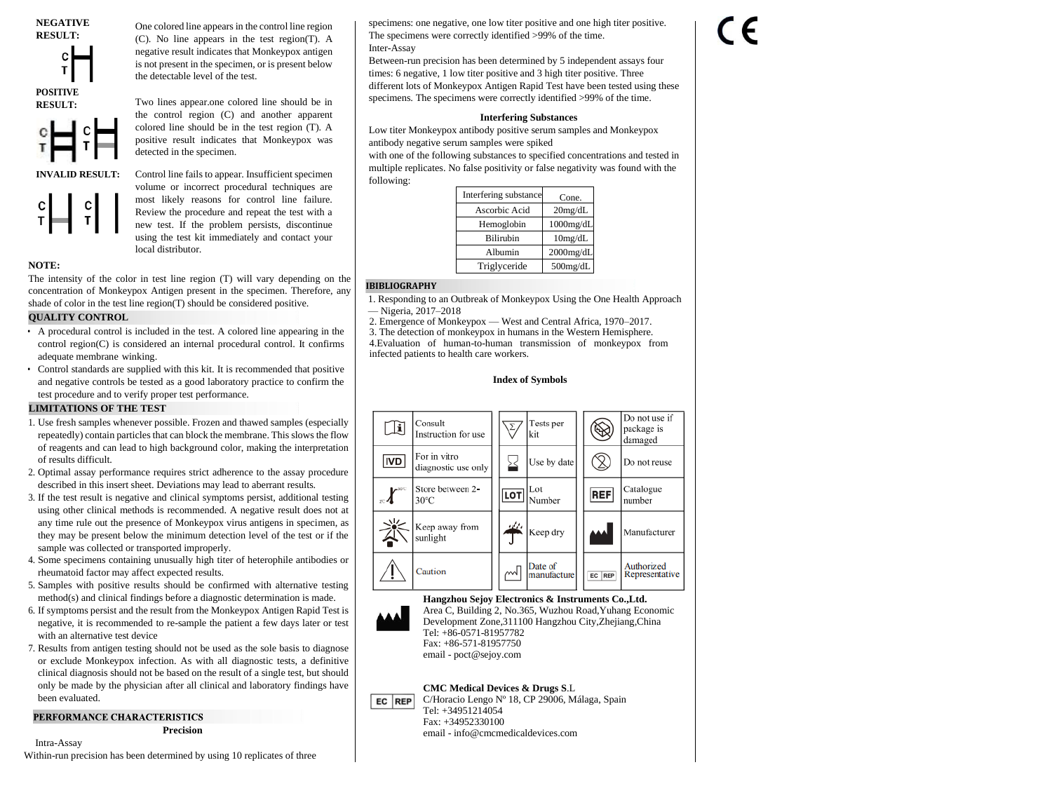**NEGATIVE RESULT:**

One colored line appears in the control line region (C). No line appears in the test region(T). A negative result indicates that Monkeypox antigen is not present in the specimen, or is present below the detectable level of the test.

**POSITIVE RESULT:**

Two lines appear.one colored line should be in the control region (C) and another apparent colored line should be in the test region (T). A positive result indicates that Monkeypox was detected in the specimen.

**INVALID RESULT:**

Control line fails to appear. Insufficient specimen volume or incorrect procedural techniques are most likely reasons for control line failure. Review the procedure and repeat the test with a new test. If the problem persists, discontinue using the test kit immediately and contact your local distributor.

**NOTE:**

The intensity of the color in test line region (T) will vary depending on the concentration of Monkeypox Antigen present in the specimen. Therefore, any shade of color in the test line region(T) should be considered positive.

## QUALITY CONTROL

- A procedural control is included in the test. A colored line appearing in the control region(C) is considered an internal procedural control. It confirms adequate membrane winking.
- Control standards are supplied with this kit. It is recommended that positive and negative controls be tested as a good laboratory practice to confirm the test procedure and to verify proper test performance.

## LIMITATIONS OF THE TEST

1. Use fresh samples whenever possible. Frozen and thawed samples (especially repeatedly) contain particles that can block the membrane. This slows the flow of reagents and can lead to high background color, making the interpretation of results difficult.
2. Optimal assay performance requires strict adherence to the assay procedure described in this insert sheet. Deviations may lead to aberrant results.
3. If the test result is negative and clinical symptoms persist, additional testing using other clinical methods is recommended. A negative result does not at any time rule out the presence of Monkeypox virus antigens in specimen, as they may be present below the minimum detection level of the test or if the sample was collected or transported improperly.
4. Some specimens containing unusually high titer of heterophile antibodies or rheumatoid factor may affect expected results.
5. Samples with positive results should be confirmed with alternative testing method(s) and clinical findings before a diagnostic determination is made.
6. If symptoms persist and the result from the Monkeypox Antigen Rapid Test is negative, it is recommended to re-sample the patient a few days later or test with an alternative test device
7. Results from antigen testing should not be used as the sole basis to diagnose or exclude Monkeypox infection. As with all diagnostic tests, a definitive clinical diagnosis should not be based on the result of a single test, but should only be made by the physician after all clinical and laboratory findings have been evaluated.

## PERFORMANCE CHARACTERISTICS

**Precision**

Intra-Assay

Within-run precision has been determined by using 10 replicates of three specimens: one negative, one low titer positive and one high titer positive. The specimens were correctly identified >99% of the time.

Inter-Assay

Between-run precision has been determined by 5 independent assays four times: 6 negative, 1 low titer positive and 3 high titer positive. Three different lots of Monkeypox Antigen Rapid Test have been tested using these specimens. The specimens were correctly identified >99% of the time.

**Interfering Substances**

Low titer Monkeypox antibody positive serum samples and Monkeypox antibody negative serum samples were spiked

with one of the following substances to specified concentrations and tested in multiple replicates. No false positivity or false negativity was found with the following:

| Interfering substance | Conc. |
|---|---|
| Ascorbic Acid | 20mg/dL |
| Hemoglobin | 1000mg/dL |
| Bilirubin | 10mg/dL |
| Albumin | 2000mg/dL |
| Triglyceride | 500mg/dL |

## IBIBLIOGRAPHY

1. Responding to an Outbreak of Monkeypox Using the One Health Approach — Nigeria, 2017–2018
2. Emergence of Monkeypox — West and Central Africa, 1970–2017.
3. The detection of monkeypox in humans in the Western Hemisphere.
4. Evaluation of human-to-human transmission of monkeypox from infected patients to health care workers.

**Index of Symbols**

| | | | | | |
|---|---|---|---|---|---|
| Consult Instruction for use | | Tests per kit | | Do not use if package is damaged | |
| For in vitro diagnostic use only | IVD | Use by date | | Do not reuse | |
| Store between 2-30°C | | Lot Number | LOT | Catalogue number | REF |
| Keep away from sunlight | | Keep dry | | Manufacturer | |
| Caution | | Date of manufacture | | Authorized Representative | EC REP |

**Hangzhou Sejoy Electronics & Instruments Co.,Ltd.**
Area C, Building 2, No.365, Wuzhou Road,Yuhang Economic Development Zone,311100 Hangzhou City,Zhejiang,China
Tel: +86-0571-81957782
Fax: +86-571-81957750
email - poct@sejoy.com

EC REP
**CMC Medical Devices & Drugs S**.L
C/Horacio Lengo Nº 18, CP 29006, Málaga, Spain
Tel: +34951214054
Fax: +34952330100
email - info@cmcmedicaldevices.com

CE